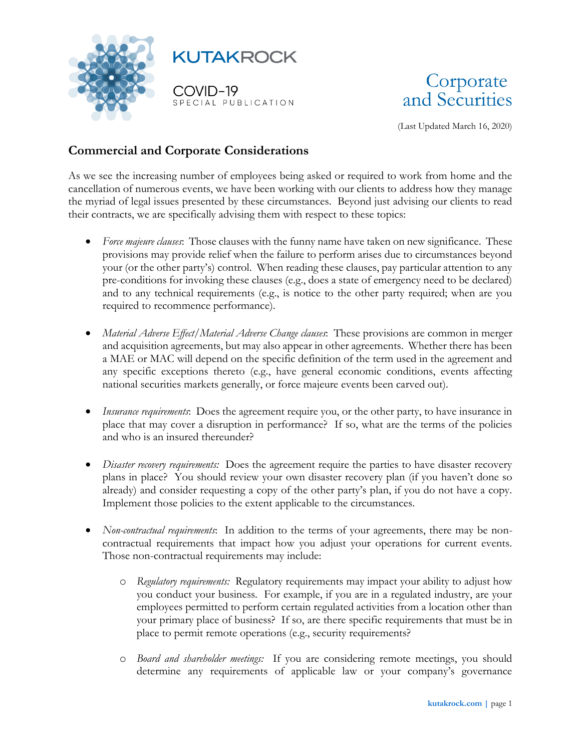KUTAKROCK

COVID-19
SPECIAL PUBLICATION

# Corporate and Securities

(Last Updated March 16, 2020)

## Commercial and Corporate Considerations

As we see the increasing number of employees being asked or required to work from home and the cancellation of numerous events, we have been working with our clients to address how they manage the myriad of legal issues presented by these circumstances. Beyond just advising our clients to read their contracts, we are specifically advising them with respect to these topics:

- *Force majeure clauses*: Those clauses with the funny name have taken on new significance. These provisions may provide relief when the failure to perform arises due to circumstances beyond your (or the other party's) control. When reading these clauses, pay particular attention to any pre-conditions for invoking these clauses (e.g., does a state of emergency need to be declared) and to any technical requirements (e.g., is notice to the other party required; when are you required to recommence performance).

- *Material Adverse Effect/Material Adverse Change clauses*: These provisions are common in merger and acquisition agreements, but may also appear in other agreements. Whether there has been a MAE or MAC will depend on the specific definition of the term used in the agreement and any specific exceptions thereto (e.g., have general economic conditions, events affecting national securities markets generally, or force majeure events been carved out).

- *Insurance requirements*: Does the agreement require you, or the other party, to have insurance in place that may cover a disruption in performance? If so, what are the terms of the policies and who is an insured thereunder?

- *Disaster recovery requirements:* Does the agreement require the parties to have disaster recovery plans in place? You should review your own disaster recovery plan (if you haven't done so already) and consider requesting a copy of the other party's plan, if you do not have a copy. Implement those policies to the extent applicable to the circumstances.

- *Non-contractual requirements*: In addition to the terms of your agreements, there may be non-contractual requirements that impact how you adjust your operations for current events. Those non-contractual requirements may include:

  - *Regulatory requirements:* Regulatory requirements may impact your ability to adjust how you conduct your business. For example, if you are in a regulated industry, are your employees permitted to perform certain regulated activities from a location other than your primary place of business? If so, are there specific requirements that must be in place to permit remote operations (e.g., security requirements?

  - *Board and shareholder meetings:* If you are considering remote meetings, you should determine any requirements of applicable law or your company's governance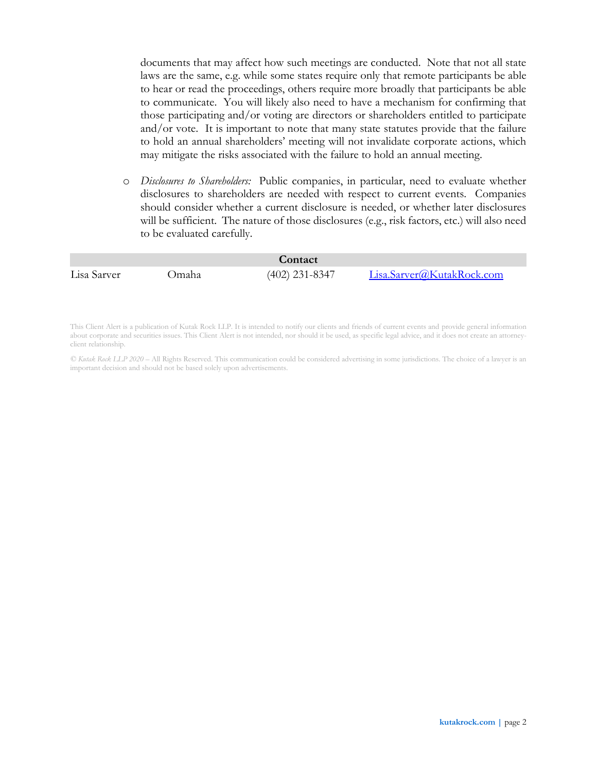documents that may affect how such meetings are conducted. Note that not all state laws are the same, e.g. while some states require only that remote participants be able to hear or read the proceedings, others require more broadly that participants be able to communicate. You will likely also need to have a mechanism for confirming that those participating and/or voting are directors or shareholders entitled to participate and/or vote. It is important to note that many state statutes provide that the failure to hold an annual shareholders' meeting will not invalidate corporate actions, which may mitigate the risks associated with the failure to hold an annual meeting.

- *Disclosures to Shareholders:* Public companies, in particular, need to evaluate whether disclosures to shareholders are needed with respect to current events. Companies should consider whether a current disclosure is needed, or whether later disclosures will be sufficient. The nature of those disclosures (e.g., risk factors, etc.) will also need to be evaluated carefully.

| **Contact** | | | |
|---|---|---|---|
| Lisa Sarver | Omaha | (402) 231-8347 | Lisa.Sarver@KutakRock.com |

This Client Alert is a publication of Kutak Rock LLP. It is intended to notify our clients and friends of current events and provide general information about corporate and securities issues. This Client Alert is not intended, nor should it be used, as specific legal advice, and it does not create an attorney-client relationship.

© *Kutak Rock LLP 2020* – All Rights Reserved. This communication could be considered advertising in some jurisdictions. The choice of a lawyer is an important decision and should not be based solely upon advertisements.